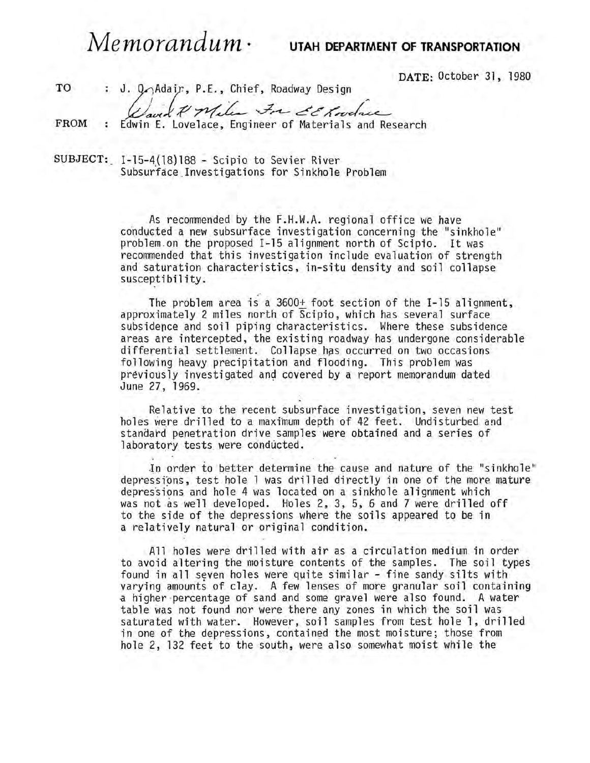# *Memorandum* · UTAH DEPARTMENT OF TRANSPORTATION

DATE: October 31, 1980

TO : J. O. Adair, P.E., Chief, Roadway Design

David R Miller For E E Lovelace

FROM : Edwin E. Lovelace, Engineer of Materials and Research

SUBJECT: I-15-4(18)188 - Scipio to Sevier River
Subsurface Investigations for Sinkhole Problem

As recommended by the F.H.W.A. regional office we have conducted a new subsurface investigation concerning the "sinkhole" problem on the proposed I-15 alignment north of Scipio. It was recommended that this investigation include evaluation of strength and saturation characteristics, in-situ density and soil collapse susceptibility.

The problem area is a 3600± foot section of the I-15 alignment, approximately 2 miles north of Scipio, which has several surface subsidence and soil piping characteristics. Where these subsidence areas are intercepted, the existing roadway has undergone considerable differential settlement. Collapse has occurred on two occasions following heavy precipitation and flooding. This problem was previously investigated and covered by a report memorandum dated June 27, 1969.

Relative to the recent subsurface investigation, seven new test holes were drilled to a maximum depth of 42 feet. Undisturbed and standard penetration drive samples were obtained and a series of laboratory tests were conducted.

In order to better determine the cause and nature of the "sinkhole" depressions, test hole 1 was drilled directly in one of the more mature depressions and hole 4 was located on a sinkhole alignment which was not as well developed. Holes 2, 3, 5, 6 and 7 were drilled off to the side of the depressions where the soils appeared to be in a relatively natural or original condition.

All holes were drilled with air as a circulation medium in order to avoid altering the moisture contents of the samples. The soil types found in all seven holes were quite similar - fine sandy silts with varying amounts of clay. A few lenses of more granular soil containing a higher percentage of sand and some gravel were also found. A water table was not found nor were there any zones in which the soil was saturated with water. However, soil samples from test hole 1, drilled in one of the depressions, contained the most moisture; those from hole 2, 132 feet to the south, were also somewhat moist while the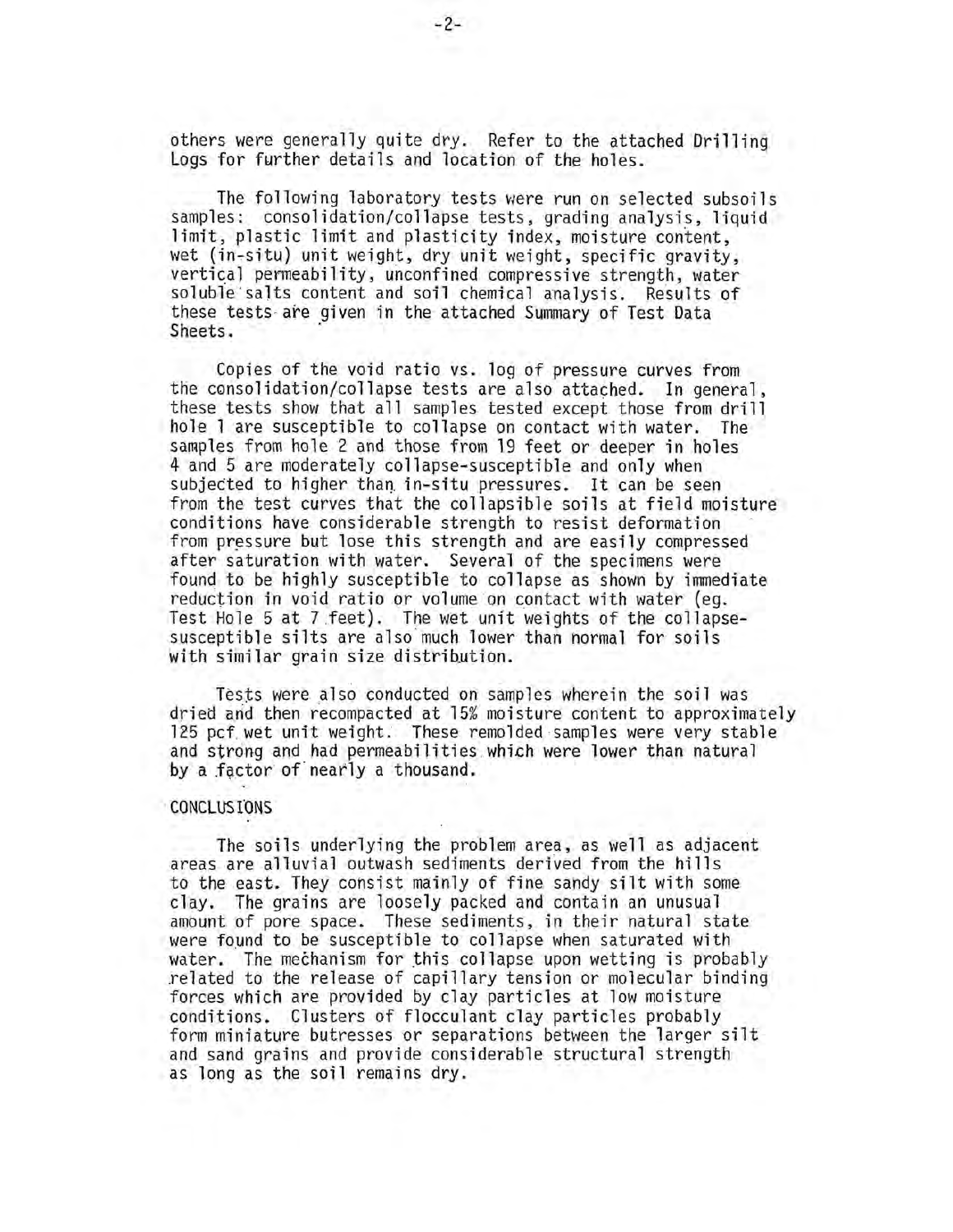others were generally quite dry. Refer to the attached Drilling Logs for further details and location of the holes.

The following laboratory tests were run on selected subsoils samples: consolidation/collapse tests, grading analysis, liquid limit, plastic limit and plasticity index, moisture content, wet (in-situ) unit weight, dry unit weight, specific gravity, vertical permeability, unconfined compressive strength, water soluble salts content and soil chemical analysis. Results of these tests are given in the attached Summary of Test Data Sheets.

Copies of the void ratio vs. log of pressure curves from the consolidation/collapse tests are also attached. In general, these tests show that all samples tested except those from drill hole 1 are susceptible to collapse on contact with water. The samples from hole 2 and those from 19 feet or deeper in holes 4 and 5 are moderately collapse-susceptible and only when subjected to higher than in-situ pressures. It can be seen from the test curves that the collapsible soils at field moisture conditions have considerable strength to resist deformation from pressure but lose this strength and are easily compressed after saturation with water. Several of the specimens were found to be highly susceptible to collapse as shown by immediate reduction in void ratio or volume on contact with water (eg. Test Hole 5 at 7 feet). The wet unit weights of the collapse-susceptible silts are also much lower than normal for soils with similar grain size distribution.

Tests were also conducted on samples wherein the soil was dried and then recompacted at 15% moisture content to approximately 125 pcf wet unit weight. These remolded samples were very stable and strong and had permeabilities which were lower than natural by a factor of nearly a thousand.

## CONCLUSIONS

The soils underlying the problem area, as well as adjacent areas are alluvial outwash sediments derived from the hills to the east. They consist mainly of fine sandy silt with some clay. The grains are loosely packed and contain an unusual amount of pore space. These sediments, in their natural state were found to be susceptible to collapse when saturated with water. The mechanism for this collapse upon wetting is probably related to the release of capillary tension or molecular binding forces which are provided by clay particles at low moisture conditions. Clusters of flocculant clay particles probably form miniature butresses or separations between the larger silt and sand grains and provide considerable structural strength as long as the soil remains dry.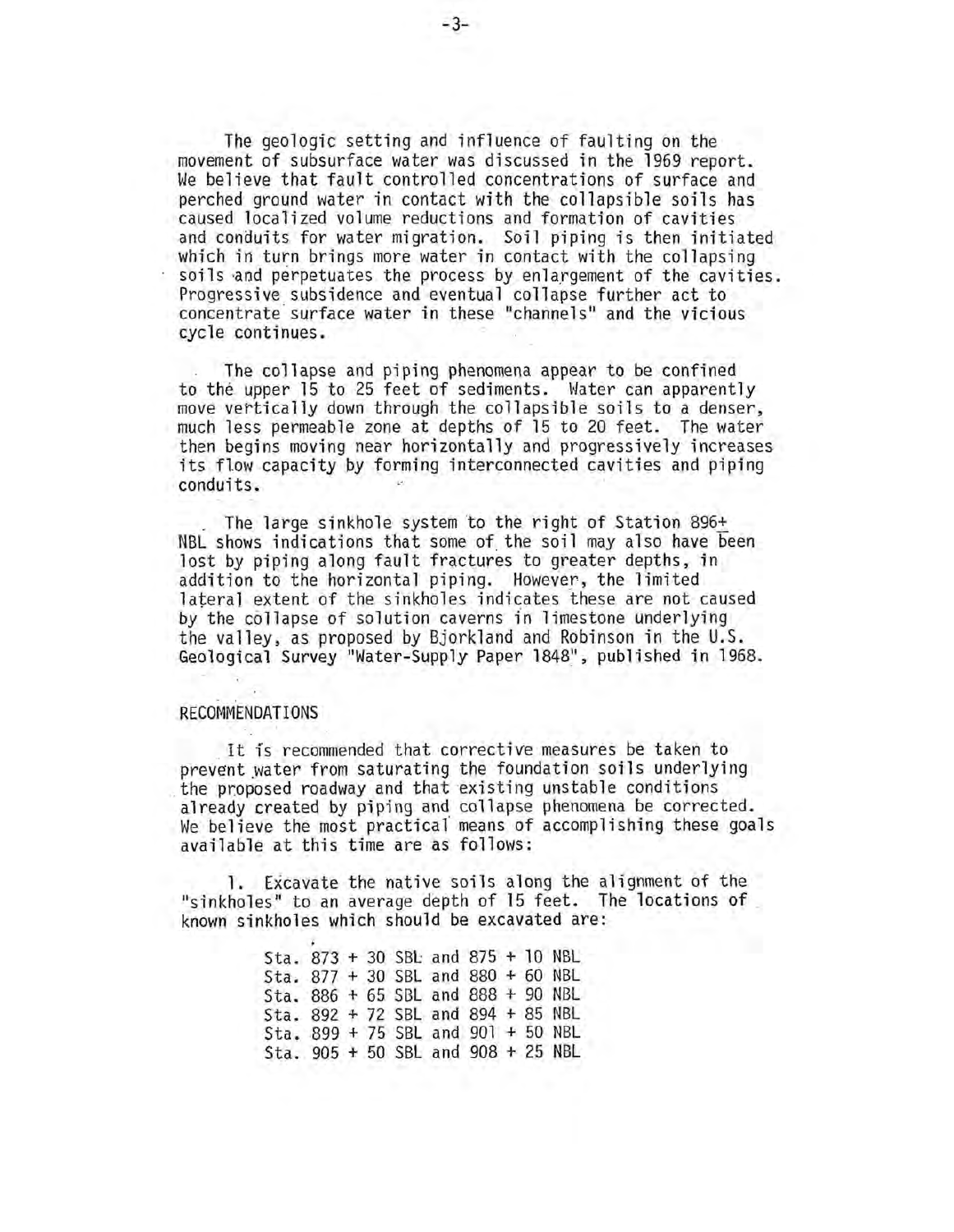The geologic setting and influence of faulting on the movement of subsurface water was discussed in the 1969 report. We believe that fault controlled concentrations of surface and perched ground water in contact with the collapsible soils has caused localized volume reductions and formation of cavities and conduits for water migration. Soil piping is then initiated which in turn brings more water in contact with the collapsing soils and perpetuates the process by enlargement of the cavities. Progressive subsidence and eventual collapse further act to concentrate surface water in these "channels" and the vicious cycle continues.

The collapse and piping phenomena appear to be confined to the upper 15 to 25 feet of sediments. Water can apparently move vertically down through the collapsible soils to a denser, much less permeable zone at depths of 15 to 20 feet. The water then begins moving near horizontally and progressively increases its flow capacity by forming interconnected cavities and piping conduits.

The large sinkhole system to the right of Station 896± NBL shows indications that some of the soil may also have been lost by piping along fault fractures to greater depths, in addition to the horizontal piping. However, the limited lateral extent of the sinkholes indicates these are not caused by the collapse of solution caverns in limestone underlying the valley, as proposed by Bjorkland and Robinson in the U.S. Geological Survey "Water-Supply Paper 1848", published in 1968.

## RECOMMENDATIONS

It is recommended that corrective measures be taken to prevent water from saturating the foundation soils underlying the proposed roadway and that existing unstable conditions already created by piping and collapse phenomena be corrected. We believe the most practical means of accomplishing these goals available at this time are as follows:

1. Excavate the native soils along the alignment of the "sinkholes" to an average depth of 15 feet. The locations of known sinkholes which should be excavated are:

    Sta. 873 + 30 SBL and 875 + 10 NBL
    Sta. 877 + 30 SBL and 880 + 60 NBL
    Sta. 886 + 65 SBL and 888 + 90 NBL
    Sta. 892 + 72 SBL and 894 + 85 NBL
    Sta. 899 + 75 SBL and 901 + 50 NBL
    Sta. 905 + 50 SBL and 908 + 25 NBL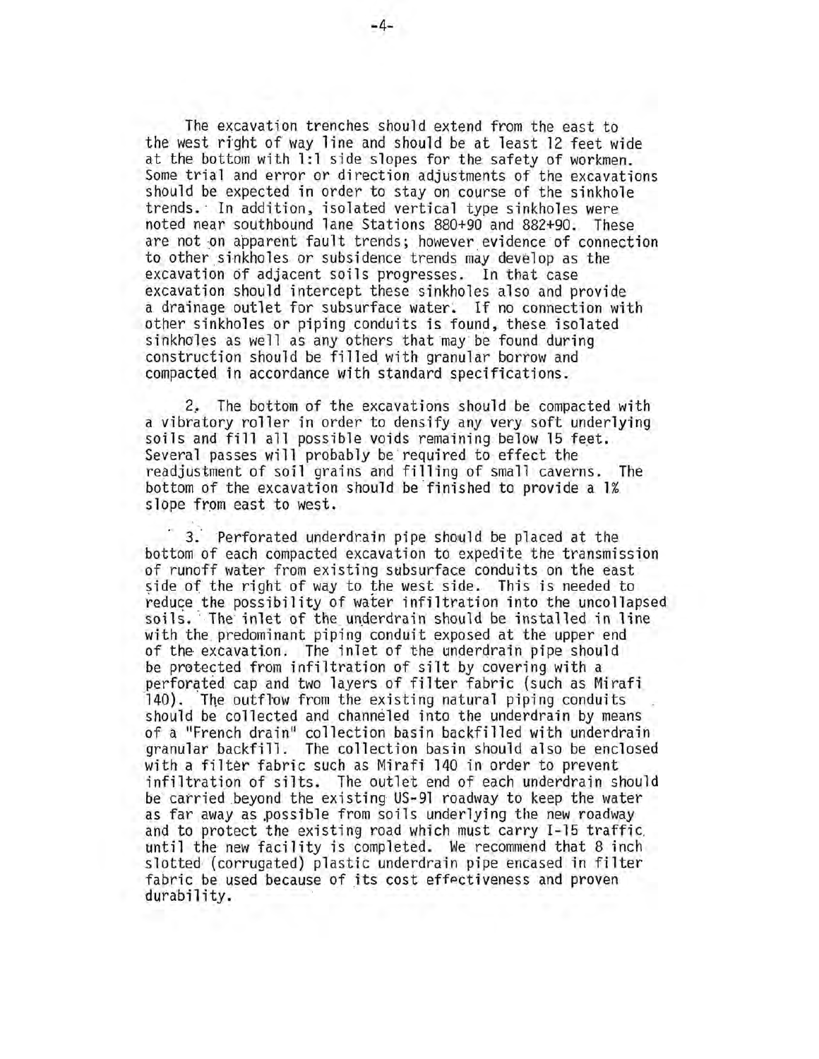The excavation trenches should extend from the east to the west right of way line and should be at least 12 feet wide at the bottom with 1:1 side slopes for the safety of workmen. Some trial and error or direction adjustments of the excavations should be expected in order to stay on course of the sinkhole trends. In addition, isolated vertical type sinkholes were noted near southbound lane Stations 880+90 and 882+90. These are not on apparent fault trends; however evidence of connection to other sinkholes or subsidence trends may develop as the excavation of adjacent soils progresses. In that case excavation should intercept these sinkholes also and provide a drainage outlet for subsurface water. If no connection with other sinkholes or piping conduits is found, these isolated sinkholes as well as any others that may be found during construction should be filled with granular borrow and compacted in accordance with standard specifications.

2. The bottom of the excavations should be compacted with a vibratory roller in order to densify any very soft underlying soils and fill all possible voids remaining below 15 feet. Several passes will probably be required to effect the readjustment of soil grains and filling of small caverns. The bottom of the excavation should be finished to provide a 1% slope from east to west.

3. Perforated underdrain pipe should be placed at the bottom of each compacted excavation to expedite the transmission of runoff water from existing subsurface conduits on the east side of the right of way to the west side. This is needed to reduce the possibility of water infiltration into the uncollapsed soils. The inlet of the underdrain should be installed in line with the predominant piping conduit exposed at the upper end of the excavation. The inlet of the underdrain pipe should be protected from infiltration of silt by covering with a perforated cap and two layers of filter fabric (such as Mirafi 140). The outflow from the existing natural piping conduits should be collected and channeled into the underdrain by means of a "French drain" collection basin backfilled with underdrain granular backfill. The collection basin should also be enclosed with a filter fabric such as Mirafi 140 in order to prevent infiltration of silts. The outlet end of each underdrain should be carried beyond the existing US-91 roadway to keep the water as far away as possible from soils underlying the new roadway and to protect the existing road which must carry I-15 traffic until the new facility is completed. We recommend that 8 inch slotted (corrugated) plastic underdrain pipe encased in filter fabric be used because of its cost effectiveness and proven durability.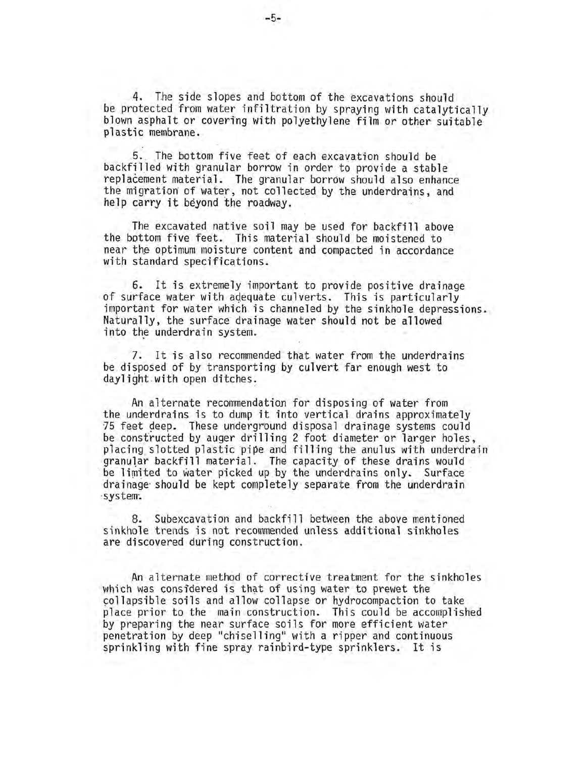4. The side slopes and bottom of the excavations should be protected from water infiltration by spraying with catalytically blown asphalt or covering with polyethylene film or other suitable plastic membrane.

5. The bottom five feet of each excavation should be backfilled with granular borrow in order to provide a stable replacement material. The granular borrow should also enhance the migration of water, not collected by the underdrains, and help carry it beyond the roadway.

The excavated native soil may be used for backfill above the bottom five feet. This material should be moistened to near the optimum moisture content and compacted in accordance with standard specifications.

6. It is extremely important to provide positive drainage of surface water with adequate culverts. This is particularly important for water which is channeled by the sinkhole depressions. Naturally, the surface drainage water should not be allowed into the underdrain system.

7. It is also recommended that water from the underdrains be disposed of by transporting by culvert far enough west to daylight with open ditches.

An alternate recommendation for disposing of water from the underdrains is to dump it into vertical drains approximately 75 feet deep. These underground disposal drainage systems could be constructed by auger drilling 2 foot diameter or larger holes, placing slotted plastic pipe and filling the anulus with underdrain granular backfill material. The capacity of these drains would be limited to water picked up by the underdrains only. Surface drainage should be kept completely separate from the underdrain system.

8. Subexcavation and backfill between the above mentioned sinkhole trends is not recommended unless additional sinkholes are discovered during construction.

An alternate method of corrective treatment for the sinkholes which was considered is that of using water to prewet the collapsible soils and allow collapse or hydrocompaction to take place prior to the main construction. This could be accomplished by preparing the near surface soils for more efficient water penetration by deep "chiselling" with a ripper and continuous sprinkling with fine spray rainbird-type sprinklers. It is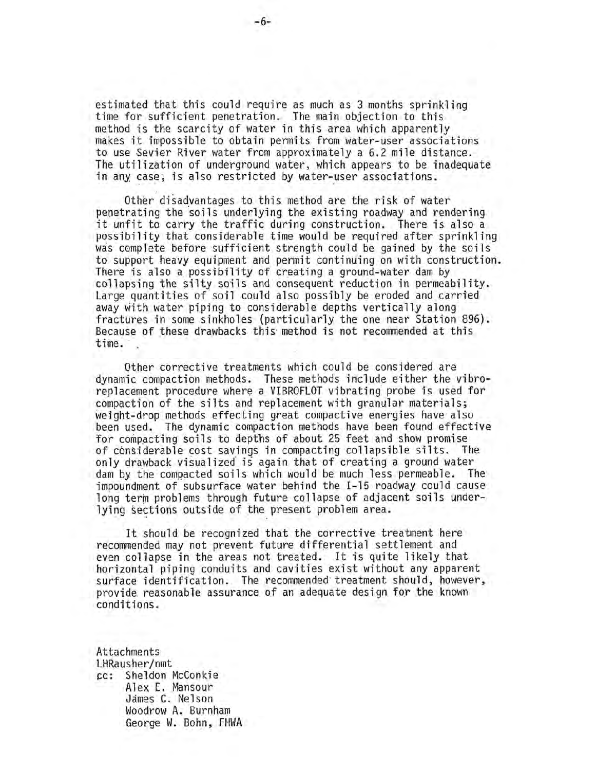estimated that this could require as much as 3 months sprinkling time for sufficient penetration. The main objection to this method is the scarcity of water in this area which apparently makes it impossible to obtain permits from water-user associations to use Sevier River water from approximately a 6.2 mile distance. The utilization of underground water, which appears to be inadequate in any case, is also restricted by water-user associations.

Other disadvantages to this method are the risk of water penetrating the soils underlying the existing roadway and rendering it unfit to carry the traffic during construction. There is also a possibility that considerable time would be required after sprinkling was complete before sufficient strength could be gained by the soils to support heavy equipment and permit continuing on with construction. There is also a possibility of creating a ground-water dam by collapsing the silty soils and consequent reduction in permeability. Large quantities of soil could also possibly be eroded and carried away with water piping to considerable depths vertically along fractures in some sinkholes (particularly the one near Station 896). Because of these drawbacks this method is not recommended at this time.

Other corrective treatments which could be considered are dynamic compaction methods. These methods include either the vibro-replacement procedure where a VIBROFLOT vibrating probe is used for compaction of the silts and replacement with granular materials; weight-drop methods effecting great compactive energies have also been used. The dynamic compaction methods have been found effective for compacting soils to depths of about 25 feet and show promise of considerable cost savings in compacting collapsible silts. The only drawback visualized is again that of creating a ground water dam by the compacted soils which would be much less permeable. The impoundment of subsurface water behind the I-15 roadway could cause long term problems through future collapse of adjacent soils underlying sections outside of the present problem area.

It should be recognized that the corrective treatment here recommended may not prevent future differential settlement and even collapse in the areas not treated. It is quite likely that horizontal piping conduits and cavities exist without any apparent surface identification. The recommended treatment should, however, provide reasonable assurance of an adequate design for the known conditions.

Attachments
LHRausher/nmt
cc: Sheldon McConkie
Alex E. Mansour
James C. Nelson
Woodrow A. Burnham
George W. Bohn, FHWA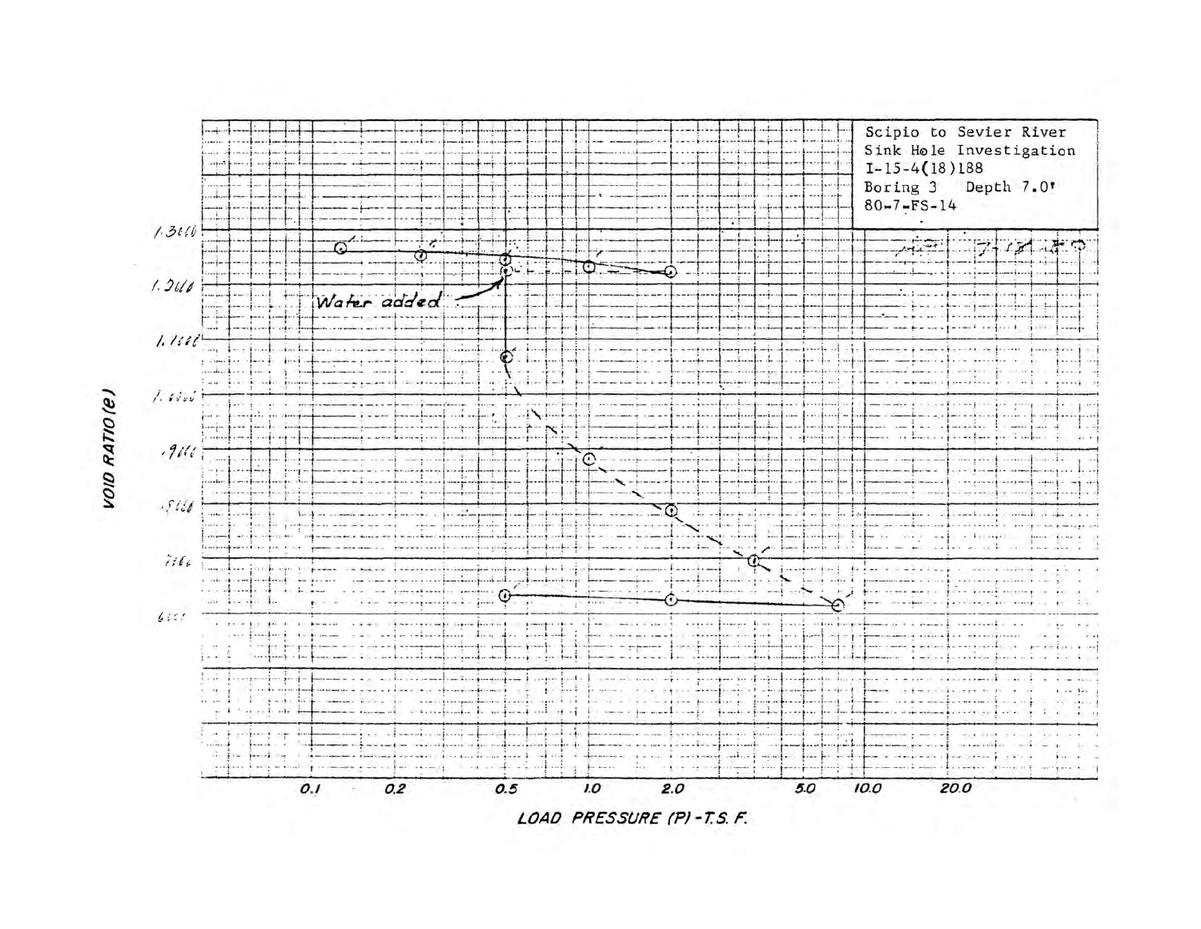Scipio to Sevier River
Sink Hole Investigation
I-15-4(18)188
Boring 3 Depth 7.0'
80-7-FS-14

Water added

VOID RATIO (e)

1.3000
1.2000
1.1000
1.0000
.9000
.8000
.7000
.6000

0.1 0.2 0.5 1.0 2.0 5.0 10.0 20.0

LOAD PRESSURE (P) - T.S.F.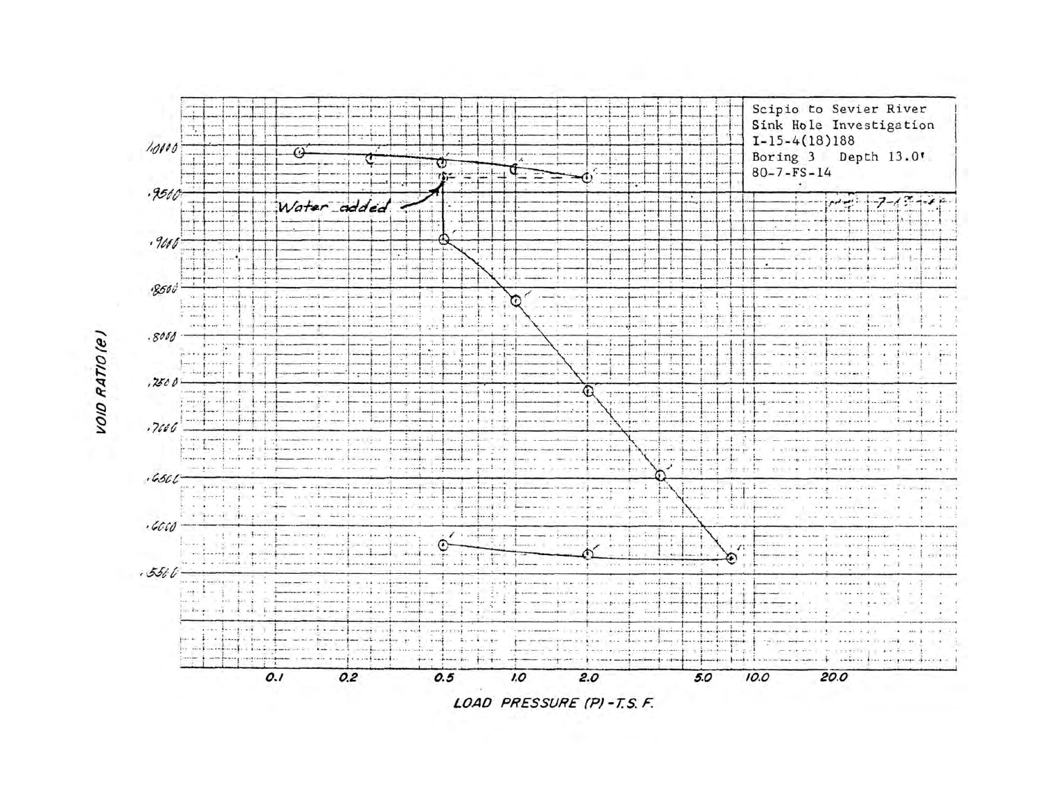Scipio to Sevier River
Sink Hole Investigation
I-15-4(18)188
Boring 3 Depth 13.0'
80-7-FS-14

VOID RATIO (e)

1.0000
.9500
.9000
.8500
.8000
.7500
.7000
.6500
.6000
.5500

*Water added*

0.1 0.2 0.5 1.0 2.0 5.0 10.0 20.0

LOAD PRESSURE (P) - T.S.F.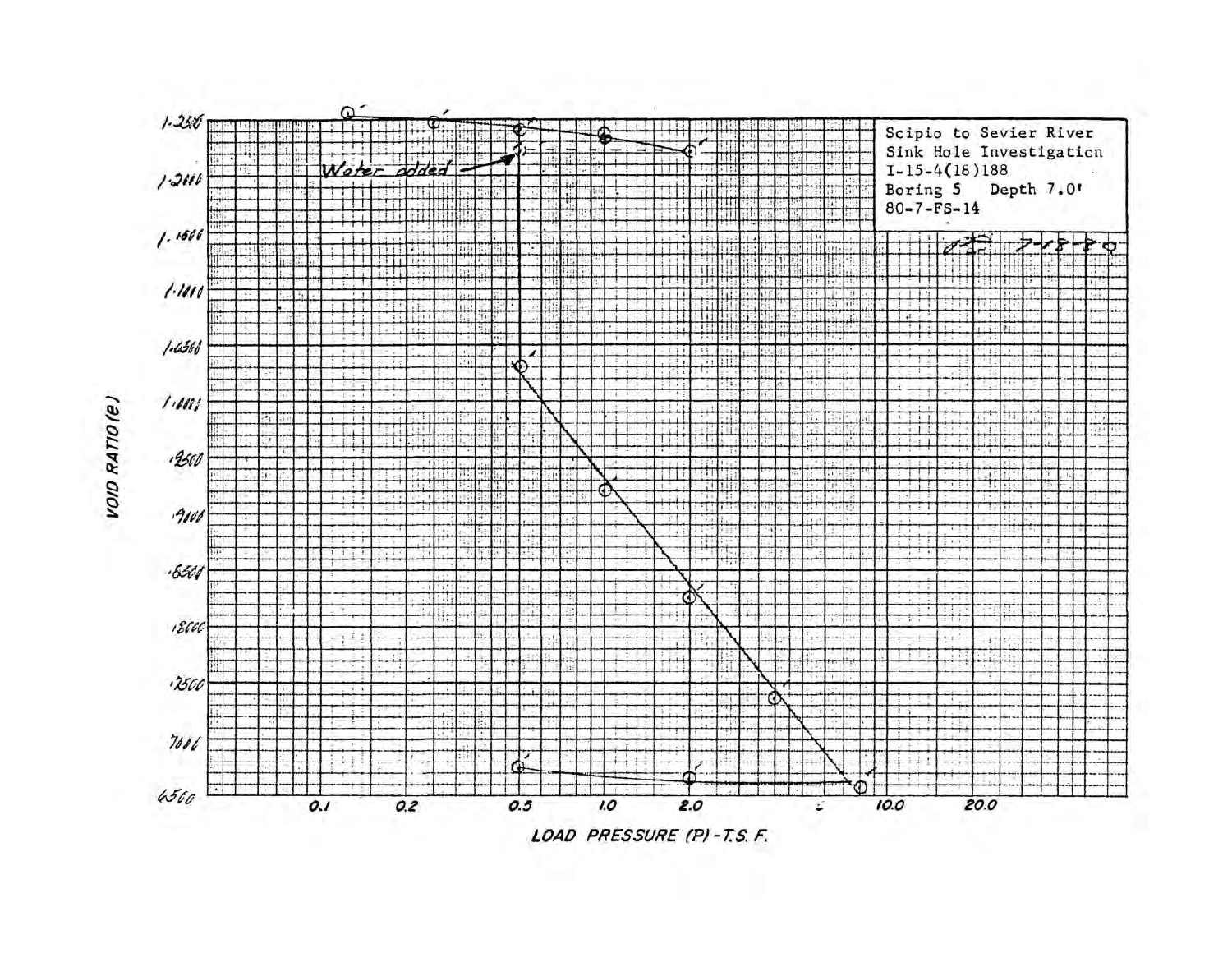Scipio to Sevier River
Sink Hole Investigation
I-15-4(18)188
Boring 5 Depth 7.0'
80-7-FS-14

7-18-80

Water added

VOID RATIO (e)

1.2500
1.2000
1.1500
1.1000
1.0500
1.0000
.9500
.9000
.8500
.8000
.7500
.7000
.6500

0.1
0.2
0.5
1.0
2.0
10.0
20.0

LOAD PRESSURE (P) - T.S.F.